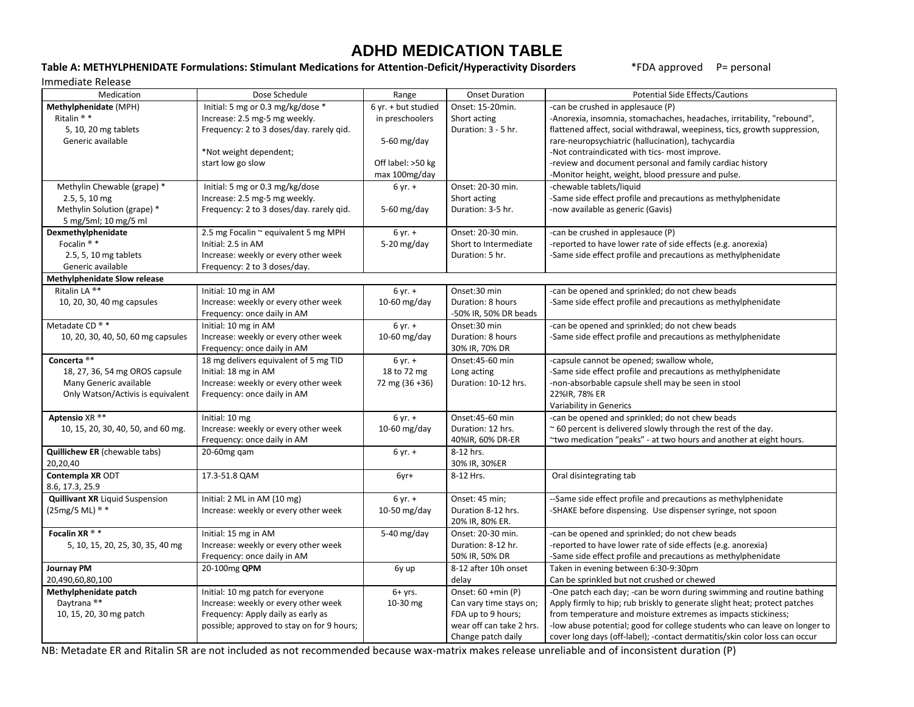# ADHD MEDICATION TABLE

**Table A: METHYLPHENIDATE Formulations: Stimulant Medications for Attention-Deficit/Hyperactivity Disorders** *FDA approved P= personal

Immediate Release

| Medication | Dose Schedule | Range | Onset Duration | Potential Side Effects/Cautions |
|---|---|---|---|---|
| **Methylphenidate** (MPH)<br>Ritalin ® *<br>5, 10, 20 mg tablets<br>Generic available | Initial: 5 mg or 0.3 mg/kg/dose *<br>Increase: 2.5 mg-5 mg weekly.<br>Frequency: 2 to 3 doses/day. rarely qid.<br><br>*Not weight dependent;<br>start low go slow | 6 yr. + but studied in preschoolers<br><br>5-60 mg/day<br><br>Off label: >50 kg max 100mg/day | Onset: 15-20min.<br>Short acting<br>Duration: 3 - 5 hr. | -can be crushed in applesauce (P)<br>-Anorexia, insomnia, stomachaches, headaches, irritability, "rebound", flattened affect, social withdrawal, weepiness, tics, growth suppression, rare-neuropsychiatric (hallucination), tachycardia<br>-Not contraindicated with tics- most improve.<br>-review and document personal and family cardiac history<br>-Monitor height, weight, blood pressure and pulse. |
| Methylin Chewable (grape) *<br>2.5, 5, 10 mg<br>Methylin Solution (grape) *<br>5 mg/5ml; 10 mg/5 ml | Initial: 5 mg or 0.3 mg/kg/dose<br>Increase: 2.5 mg-5 mg weekly.<br>Frequency: 2 to 3 doses/day. rarely qid. | 6 yr. +<br><br>5-60 mg/day | Onset: 20-30 min.<br>Short acting<br>Duration: 3-5 hr. | -chewable tablets/liquid<br>-Same side effect profile and precautions as methylphenidate<br>-now available as generic (Gavis) |
| **Dexmethylphenidate**<br>Focalin ® *<br>2.5, 5, 10 mg tablets<br>Generic available | 2.5 mg Focalin ~ equivalent 5 mg MPH<br>Initial: 2.5 in AM<br>Increase: weekly or every other week<br>Frequency: 2 to 3 doses/day. | 6 yr. +<br>5-20 mg/day | Onset: 20-30 min.<br>Short to Intermediate<br>Duration: 5 hr. | -can be crushed in applesauce (P)<br>-reported to have lower rate of side effects (e.g. anorexia)<br>-Same side effect profile and precautions as methylphenidate |
| **Methylphenidate Slow release** | | | | |
| Ritalin LA ®*<br>10, 20, 30, 40 mg capsules | Initial: 10 mg in AM<br>Increase: weekly or every other week<br>Frequency: once daily in AM | 6 yr. +<br>10-60 mg/day | Onset:30 min<br>Duration: 8 hours<br>-50% IR, 50% DR beads | -can be opened and sprinkled; do not chew beads<br>-Same side effect profile and precautions as methylphenidate |
| Metadate CD ® *<br>10, 20, 30, 40, 50, 60 mg capsules | Initial: 10 mg in AM<br>Increase: weekly or every other week<br>Frequency: once daily in AM | 6 yr. +<br>10-60 mg/day | Onset:30 min<br>Duration: 8 hours<br>30% IR, 70% DR | -can be opened and sprinkled; do not chew beads<br>-Same side effect profile and precautions as methylphenidate |
| **Concerta** ®*<br>18, 27, 36, 54 mg OROS capsule<br>Many Generic available<br>Only Watson/Activis is equivalent | 18 mg delivers equivalent of 5 mg TID<br>Initial: 18 mg in AM<br>Increase: weekly or every other week<br>Frequency: once daily in AM | 6 yr. +<br>18 to 72 mg<br>72 mg (36 +36) | Onset:45-60 min<br>Long acting<br>Duration: 10-12 hrs. | -capsule cannot be opened; swallow whole,<br>-Same side effect profile and precautions as methylphenidate<br>-non-absorbable capsule shell may be seen in stool<br>22%IR, 78% ER<br>Variability in Generics |
| **Aptensio** XR ®*<br>10, 15, 20, 30, 40, 50, and 60 mg. | Initial: 10 mg<br>Increase: weekly or every other week<br>Frequency: once daily in AM | 6 yr. +<br>10-60 mg/day | Onset:45-60 min<br>Duration: 12 hrs.<br>40%IR, 60% DR-ER | -can be opened and sprinkled; do not chew beads<br>~ 60 percent is delivered slowly through the rest of the day.<br>~two medication "peaks" - at two hours and another at eight hours. |
| **Quillichew ER** (chewable tabs)<br>20,20,40 | 20-60mg qam | 6 yr. + | 8-12 hrs.<br>30% IR, 30%ER | |
| **Contempla XR** ODT<br>8.6, 17.3, 25.9 | 17.3-51.8 QAM | 6yr+ | 8-12 Hrs. | Oral disintegrating tab |
| **Quillivant XR** Liquid Suspension<br>(25mg/5 ML) ® * | Initial: 2 ML in AM (10 mg)<br>Increase: weekly or every other week | 6 yr. +<br>10-50 mg/day | Onset: 45 min;<br>Duration 8-12 hrs.<br>20% IR, 80% ER. | --Same side effect profile and precautions as methylphenidate<br>-SHAKE before dispensing. Use dispenser syringe, not spoon |
| **Focalin XR** ® *<br>5, 10, 15, 20, 25, 30, 35, 40 mg | Initial: 15 mg in AM<br>Increase: every other week<br>Frequency: once daily in AM | 5-40 mg/day | Onset: 20-30 min.<br>Duration: 8-12 hr.<br>50% IR, 50% DR | -can be opened and sprinkled; do not chew beads<br>-reported to have lower rate of side effects (e.g. anorexia)<br>-Same side effect profile and precautions as methylphenidate |
| **Journay PM**<br>20,490,60,80,100 | 20-100mg **QPM** | 6y up | 8-12 after 10h onset delay | Taken in evening between 6:30-9:30pm<br>Can be sprinkled but not crushed or chewed |
| **Methylphenidate patch**<br>Daytrana ®*<br>10, 15, 20, 30 mg patch | Initial: 10 mg patch for everyone<br>Increase: weekly or every other week<br>Frequency: Apply daily as early as possible; approved to stay on for 9 hours; | 6+ yrs.<br>10-30 mg | Onset: 60 +min (P)<br>Can vary time stays on;<br>FDA up to 9 hours;<br>wear off can take 2 hrs.<br>Change patch daily | -One patch each day; -can be worn during swimming and routine bathing<br>Apply firmly to hip; rub briskly to generate slight heat; protect patches from temperature and moisture extremes as impacts stickiness;<br>-low abuse potential; good for college students who can leave on longer to cover long days (off-label); -contact dermatitis/skin color loss can occur |

NB: Metadate ER and Ritalin SR are not included as not recommended because wax-matrix makes release unreliable and of inconsistent duration (P)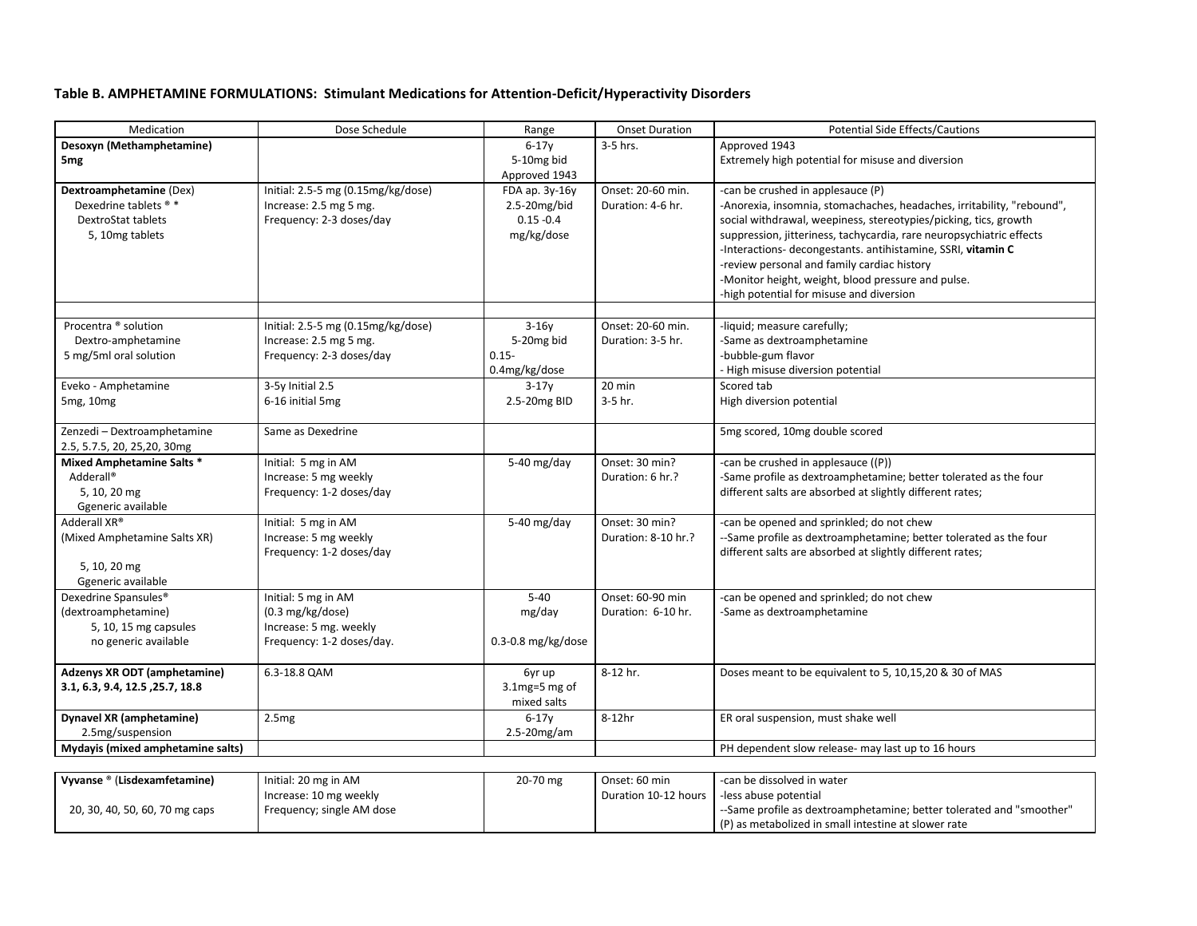**Table B. AMPHETAMINE FORMULATIONS: Stimulant Medications for Attention-Deficit/Hyperactivity Disorders**

| Medication | Dose Schedule | Range | Onset Duration | Potential Side Effects/Cautions |
|---|---|---|---|---|
| **Desoxyn (Methamphetamine)**<br>**5mg** | | 6-17y<br>5-10mg bid<br>Approved 1943 | 3-5 hrs. | Approved 1943<br>Extremely high potential for misuse and diversion |
| **Dextroamphetamine** (Dex)<br>Dexedrine tablets ® *<br>DextroStat tablets<br>5, 10mg tablets | Initial: 2.5-5 mg (0.15mg/kg/dose)<br>Increase: 2.5 mg 5 mg.<br>Frequency: 2-3 doses/day | FDA ap. 3y-16y<br>2.5-20mg/bid<br>0.15 -0.4<br>mg/kg/dose | Onset: 20-60 min.<br>Duration: 4-6 hr. | -can be crushed in applesauce (P)<br>-Anorexia, insomnia, stomachaches, headaches, irritability, "rebound", social withdrawal, weepiness, stereotypies/picking, tics, growth suppression, jitteriness, tachycardia, rare neuropsychiatric effects<br>-Interactions- decongestants. antihistamine, SSRI, **vitamin C**<br>-review personal and family cardiac history<br>-Monitor height, weight, blood pressure and pulse.<br>-high potential for misuse and diversion |
| | | | | |
| Procentra ® solution<br>Dextro-amphetamine<br>5 mg/5ml oral solution | Initial: 2.5-5 mg (0.15mg/kg/dose)<br>Increase: 2.5 mg 5 mg.<br>Frequency: 2-3 doses/day | 3-16y<br>5-20mg bid<br>0.15-<br>0.4mg/kg/dose | Onset: 20-60 min.<br>Duration: 3-5 hr. | -liquid; measure carefully;<br>-Same as dextroamphetamine<br>-bubble-gum flavor<br>- High misuse diversion potential |
| Eveko - Amphetamine<br>5mg, 10mg | 3-5y Initial 2.5<br>6-16 initial 5mg | 3-17y<br>2.5-20mg BID | 20 min<br>3-5 hr. | Scored tab<br>High diversion potential |
| Zenzedi – Dextroamphetamine<br>2.5, 5.7.5, 20, 25,20, 30mg | Same as Dexedrine | | | 5mg scored, 10mg double scored |
| **Mixed Amphetamine Salts** *<br>Adderall®<br>5, 10, 20 mg<br>Ggeneric available | Initial: 5 mg in AM<br>Increase: 5 mg weekly<br>Frequency: 1-2 doses/day | 5-40 mg/day | Onset: 30 min?<br>Duration: 6 hr.? | -can be crushed in applesauce ((P))<br>-Same profile as dextroamphetamine; better tolerated as the four different salts are absorbed at slightly different rates; |
| Adderall XR®<br>(Mixed Amphetamine Salts XR)<br><br>5, 10, 20 mg<br>Ggeneric available | Initial: 5 mg in AM<br>Increase: 5 mg weekly<br>Frequency: 1-2 doses/day | 5-40 mg/day | Onset: 30 min?<br>Duration: 8-10 hr.? | -can be opened and sprinkled; do not chew<br>--Same profile as dextroamphetamine; better tolerated as the four different salts are absorbed at slightly different rates; |
| Dexedrine Spansules®<br>(dextroamphetamine)<br>5, 10, 15 mg capsules<br>no generic available | Initial: 5 mg in AM<br>(0.3 mg/kg/dose)<br>Increase: 5 mg. weekly<br>Frequency: 1-2 doses/day. | 5-40<br>mg/day<br><br>0.3-0.8 mg/kg/dose | Onset: 60-90 min<br>Duration: 6-10 hr. | -can be opened and sprinkled; do not chew<br>-Same as dextroamphetamine |
| **Adzenys XR ODT (amphetamine)**<br>**3.1, 6.3, 9.4, 12.5 ,25.7, 18.8** | 6.3-18.8 QAM | 6yr up<br>3.1mg=5 mg of<br>mixed salts | 8-12 hr. | Doses meant to be equivalent to 5, 10,15,20 & 30 of MAS |
| **Dynavel XR (amphetamine)**<br>2.5mg/suspension | 2.5mg | 6-17y<br>2.5-20mg/am | 8-12hr | ER oral suspension, must shake well |
| **Mydayis (mixed amphetamine salts)** | | | | PH dependent slow release- may last up to 16 hours |
| Vyvanse ® (**Lisdexamfetamine**)<br><br>20, 30, 40, 50, 60, 70 mg caps | Initial: 20 mg in AM<br>Increase: 10 mg weekly<br>Frequency; single AM dose | 20-70 mg | Onset: 60 min<br>Duration 10-12 hours | -can be dissolved in water<br>-less abuse potential<br>--Same profile as dextroamphetamine; better tolerated and "smoother" (P) as metabolized in small intestine at slower rate |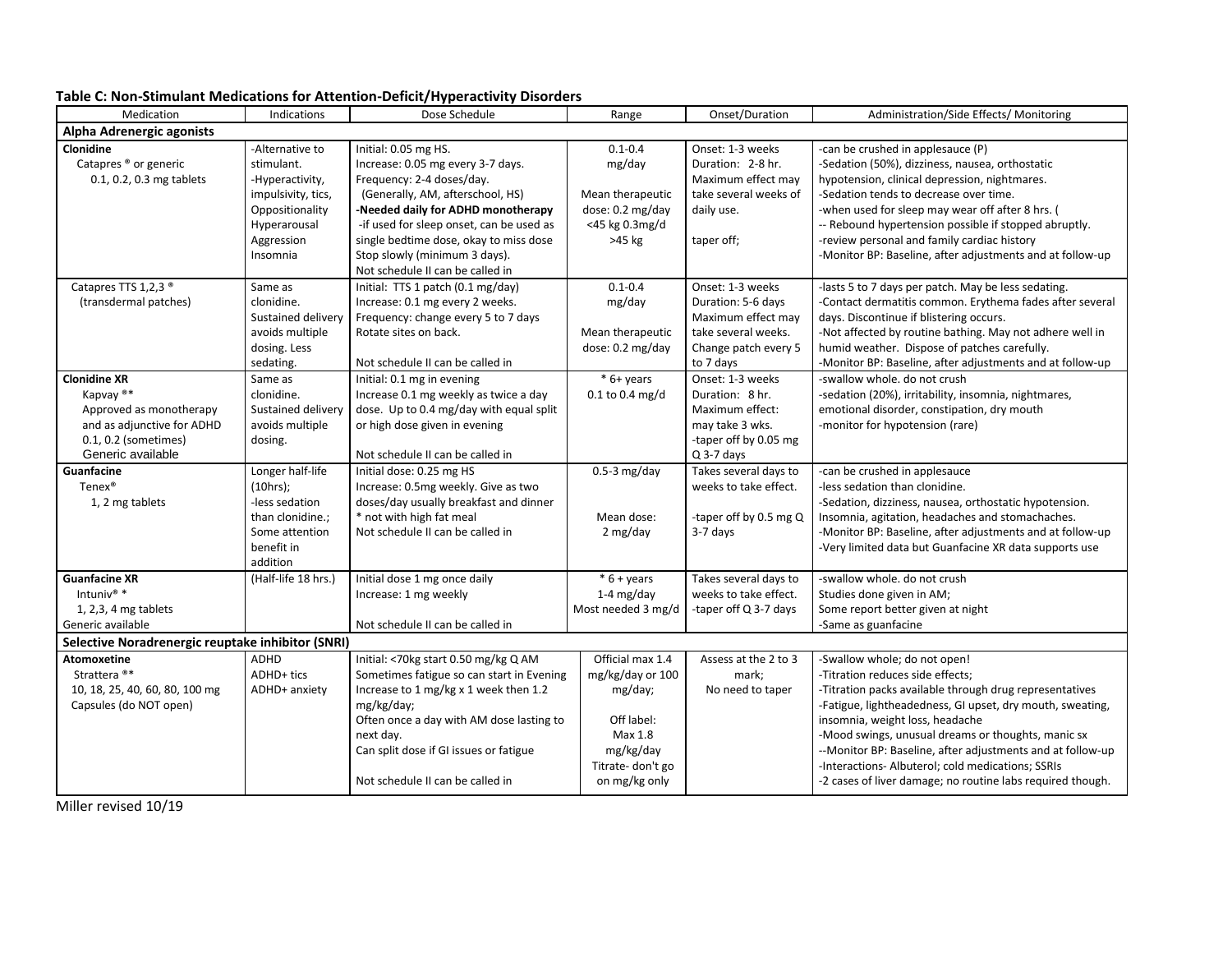**Table C: Non-Stimulant Medications for Attention-Deficit/Hyperactivity Disorders**

| Medication | Indications | Dose Schedule | Range | Onset/Duration | Administration/Side Effects/ Monitoring |
|---|---|---|---|---|---|
| **Alpha Adrenergic agonists** | | | | | |
| **Clonidine**<br>Catapres ® or generic<br>0.1, 0.2, 0.3 mg tablets | -Alternative to stimulant.<br>-Hyperactivity, impulsivity, tics, Oppositionality<br>Hyperarousal<br>Aggression<br>Insomnia | Initial: 0.05 mg HS.<br>Increase: 0.05 mg every 3-7 days.<br>Frequency: 2-4 doses/day.<br>(Generally, AM, afterschool, HS)<br>**-Needed daily for ADHD monotherapy**<br>-if used for sleep onset, can be used as single bedtime dose, okay to miss dose<br>Stop slowly (minimum 3 days).<br>Not schedule II can be called in | 0.1-0.4 mg/day<br><br>Mean therapeutic dose: 0.2 mg/day<br><45 kg 0.3mg/d<br>>45 kg | Onset: 1-3 weeks<br>Duration: 2-8 hr.<br>Maximum effect may take several weeks of daily use.<br><br>taper off; | -can be crushed in applesauce (P)<br>-Sedation (50%), dizziness, nausea, orthostatic hypotension, clinical depression, nightmares.<br>-Sedation tends to decrease over time.<br>-when used for sleep may wear off after 8 hrs. (<br>-- Rebound hypertension possible if stopped abruptly.<br>-review personal and family cardiac history<br>-Monitor BP: Baseline, after adjustments and at follow-up |
| Catapres TTS 1,2,3 ®<br>(transdermal patches) | Same as clonidine.<br>Sustained delivery avoids multiple dosing. Less sedating. | Initial: TTS 1 patch (0.1 mg/day)<br>Increase: 0.1 mg every 2 weeks.<br>Frequency: change every 5 to 7 days<br>Rotate sites on back.<br><br>Not schedule II can be called in | 0.1-0.4 mg/day<br><br>Mean therapeutic dose: 0.2 mg/day | Onset: 1-3 weeks<br>Duration: 5-6 days<br>Maximum effect may take several weeks.<br>Change patch every 5 to 7 days | -lasts 5 to 7 days per patch. May be less sedating.<br>-Contact dermatitis common. Erythema fades after several days. Discontinue if blistering occurs.<br>-Not affected by routine bathing. May not adhere well in humid weather. Dispose of patches carefully.<br>-Monitor BP: Baseline, after adjustments and at follow-up |
| **Clonidine XR**<br>Kapvay ®*<br>Approved as monotherapy and as adjunctive for ADHD<br>0.1, 0.2 (sometimes)<br>Generic available | Same as clonidine.<br>Sustained delivery avoids multiple dosing. | Initial: 0.1 mg in evening<br>Increase 0.1 mg weekly as twice a day dose. Up to 0.4 mg/day with equal split or high dose given in evening<br><br>Not schedule II can be called in | * 6+ years<br>0.1 to 0.4 mg/d | Onset: 1-3 weeks<br>Duration: 8 hr.<br>Maximum effect: may take 3 wks.<br>-taper off by 0.05 mg Q 3-7 days | -swallow whole. do not crush<br>-sedation (20%), irritability, insomnia, nightmares, emotional disorder, constipation, dry mouth<br>-monitor for hypotension (rare) |
| **Guanfacine**<br>Tenex®<br>1, 2 mg tablets | Longer half-life (10hrs);<br>-less sedation than clonidine.;<br>Some attention benefit in addition | Initial dose: 0.25 mg HS<br>Increase: 0.5mg weekly. Give as two doses/day usually breakfast and dinner<br>* not with high fat meal<br>Not schedule II can be called in | 0.5-3 mg/day<br><br>Mean dose: 2 mg/day | Takes several days to weeks to take effect.<br><br>-taper off by 0.5 mg Q 3-7 days | -can be crushed in applesauce<br>-less sedation than clonidine.<br>-Sedation, dizziness, nausea, orthostatic hypotension. Insomnia, agitation, headaches and stomachaches.<br>-Monitor BP: Baseline, after adjustments and at follow-up<br>-Very limited data but Guanfacine XR data supports use |
| **Guanfacine XR**<br>Intuniv® *<br>1, 2,3, 4 mg tablets<br>Generic available | (Half-life 18 hrs.) | Initial dose 1 mg once daily<br>Increase: 1 mg weekly<br><br>Not schedule II can be called in | * 6 + years<br>1-4 mg/day<br>Most needed 3 mg/d | Takes several days to weeks to take effect.<br>-taper off Q 3-7 days | -swallow whole. do not crush<br>Studies done given in AM;<br>Some report better given at night<br>-Same as guanfacine |
| **Selective Noradrenergic reuptake inhibitor (SNRI)** | | | | | |
| **Atomoxetine**<br>Strattera ®*<br>10, 18, 25, 40, 60, 80, 100 mg<br>Capsules (do NOT open) | ADHD<br>ADHD+ tics<br>ADHD+ anxiety | Initial: <70kg start 0.50 mg/kg Q AM<br>Sometimes fatigue so can start in Evening<br>Increase to 1 mg/kg x 1 week then 1.2 mg/kg/day;<br>Often once a day with AM dose lasting to next day.<br>Can split dose if GI issues or fatigue<br><br>Not schedule II can be called in | Official max 1.4 mg/kg/day or 100 mg/day;<br><br>Off label:<br>Max 1.8 mg/kg/day<br>Titrate- don't go on mg/kg only | Assess at the 2 to 3 mark;<br>No need to taper | -Swallow whole; do not open!<br>-Titration reduces side effects;<br>-Titration packs available through drug representatives<br>-Fatigue, lightheadedness, GI upset, dry mouth, sweating, insomnia, weight loss, headache<br>-Mood swings, unusual dreams or thoughts, manic sx<br>--Monitor BP: Baseline, after adjustments and at follow-up<br>-Interactions- Albuterol; cold medications; SSRIs<br>-2 cases of liver damage; no routine labs required though. |

Miller revised 10/19